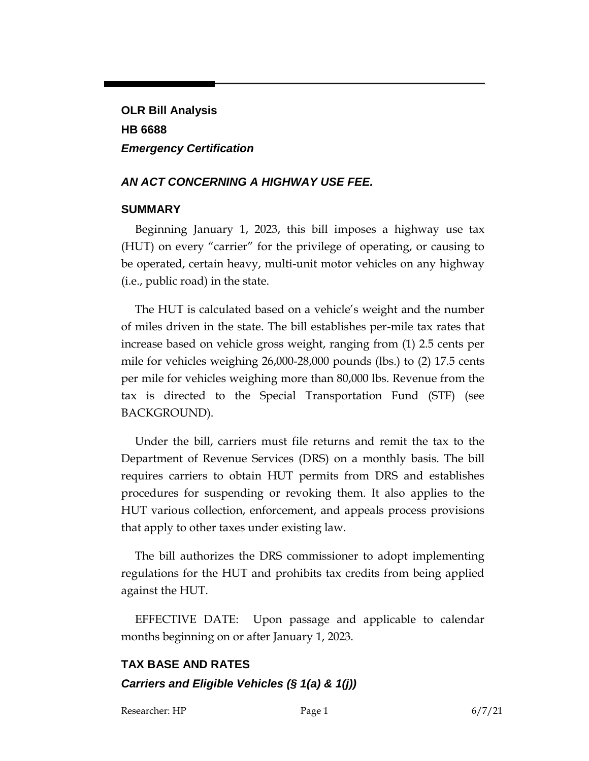**OLR Bill Analysis**
**HB 6688**
***Emergency Certification***

## *AN ACT CONCERNING A HIGHWAY USE FEE.*

### SUMMARY

Beginning January 1, 2023, this bill imposes a highway use tax (HUT) on every "carrier" for the privilege of operating, or causing to be operated, certain heavy, multi-unit motor vehicles on any highway (i.e., public road) in the state.

The HUT is calculated based on a vehicle's weight and the number of miles driven in the state. The bill establishes per-mile tax rates that increase based on vehicle gross weight, ranging from (1) 2.5 cents per mile for vehicles weighing 26,000-28,000 pounds (lbs.) to (2) 17.5 cents per mile for vehicles weighing more than 80,000 lbs. Revenue from the tax is directed to the Special Transportation Fund (STF) (see BACKGROUND).

Under the bill, carriers must file returns and remit the tax to the Department of Revenue Services (DRS) on a monthly basis. The bill requires carriers to obtain HUT permits from DRS and establishes procedures for suspending or revoking them. It also applies to the HUT various collection, enforcement, and appeals process provisions that apply to other taxes under existing law.

The bill authorizes the DRS commissioner to adopt implementing regulations for the HUT and prohibits tax credits from being applied against the HUT.

EFFECTIVE DATE: Upon passage and applicable to calendar months beginning on or after January 1, 2023.

### TAX BASE AND RATES

#### *Carriers and Eligible Vehicles (§ 1(a) & 1(j))*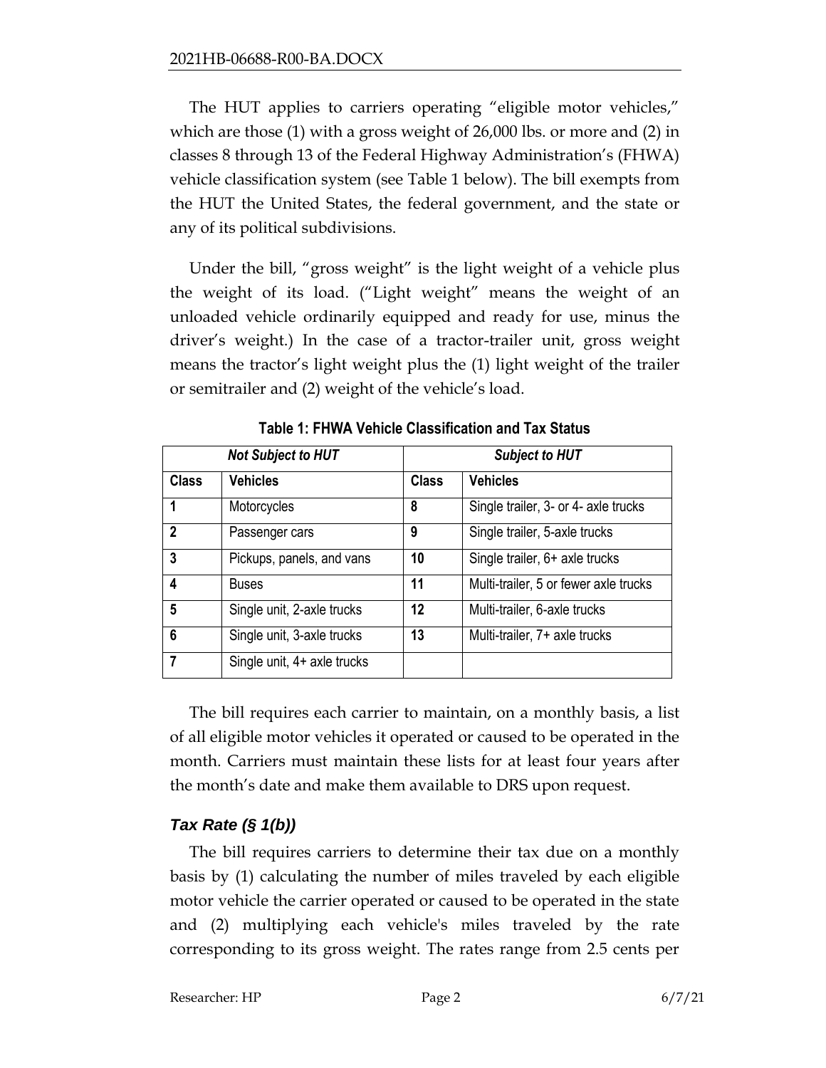The HUT applies to carriers operating "eligible motor vehicles," which are those (1) with a gross weight of 26,000 lbs. or more and (2) in classes 8 through 13 of the Federal Highway Administration's (FHWA) vehicle classification system (see Table 1 below). The bill exempts from the HUT the United States, the federal government, and the state or any of its political subdivisions.

Under the bill, "gross weight" is the light weight of a vehicle plus the weight of its load. ("Light weight" means the weight of an unloaded vehicle ordinarily equipped and ready for use, minus the driver's weight.) In the case of a tractor-trailer unit, gross weight means the tractor's light weight plus the (1) light weight of the trailer or semitrailer and (2) weight of the vehicle's load.

**Table 1: FHWA Vehicle Classification and Tax Status**

| *Not Subject to HUT* | | *Subject to HUT* | |
|---|---|---|---|
| **Class** | **Vehicles** | **Class** | **Vehicles** |
| **1** | Motorcycles | **8** | Single trailer, 3- or 4- axle trucks |
| **2** | Passenger cars | **9** | Single trailer, 5-axle trucks |
| **3** | Pickups, panels, and vans | **10** | Single trailer, 6+ axle trucks |
| **4** | Buses | **11** | Multi-trailer, 5 or fewer axle trucks |
| **5** | Single unit, 2-axle trucks | **12** | Multi-trailer, 6-axle trucks |
| **6** | Single unit, 3-axle trucks | **13** | Multi-trailer, 7+ axle trucks |
| **7** | Single unit, 4+ axle trucks | | |

The bill requires each carrier to maintain, on a monthly basis, a list of all eligible motor vehicles it operated or caused to be operated in the month. Carriers must maintain these lists for at least four years after the month's date and make them available to DRS upon request.

### *Tax Rate (§ 1(b))*

The bill requires carriers to determine their tax due on a monthly basis by (1) calculating the number of miles traveled by each eligible motor vehicle the carrier operated or caused to be operated in the state and (2) multiplying each vehicle's miles traveled by the rate corresponding to its gross weight. The rates range from 2.5 cents per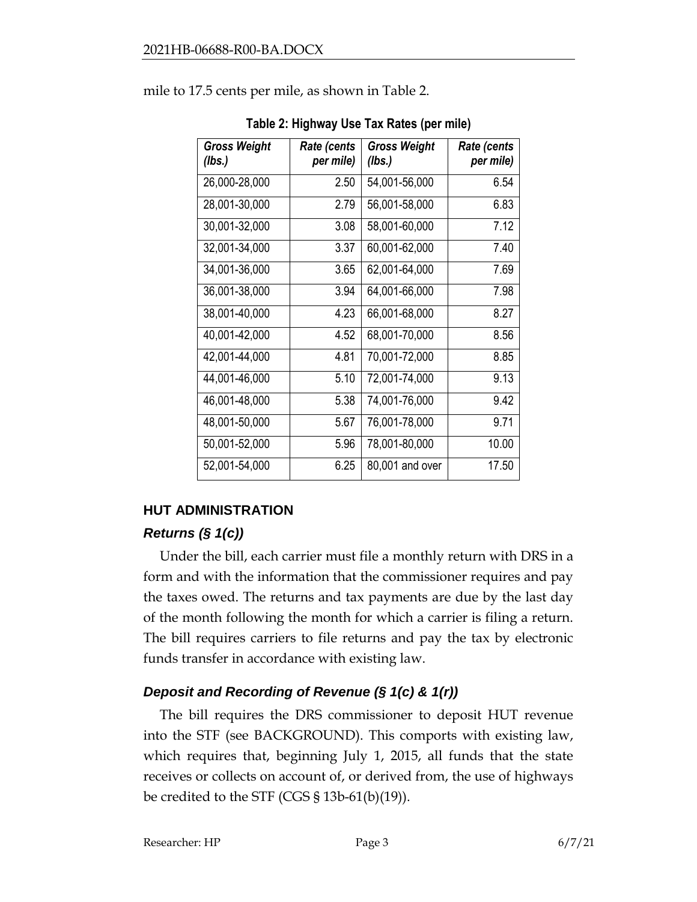mile to 17.5 cents per mile, as shown in Table 2.

**Table 2: Highway Use Tax Rates (per mile)**

| *Gross Weight (lbs.)* | *Rate (cents per mile)* | *Gross Weight (lbs.)* | *Rate (cents per mile)* |
|---|---:|---|---:|
| 26,000-28,000 | 2.50 | 54,001-56,000 | 6.54 |
| 28,001-30,000 | 2.79 | 56,001-58,000 | 6.83 |
| 30,001-32,000 | 3.08 | 58,001-60,000 | 7.12 |
| 32,001-34,000 | 3.37 | 60,001-62,000 | 7.40 |
| 34,001-36,000 | 3.65 | 62,001-64,000 | 7.69 |
| 36,001-38,000 | 3.94 | 64,001-66,000 | 7.98 |
| 38,001-40,000 | 4.23 | 66,001-68,000 | 8.27 |
| 40,001-42,000 | 4.52 | 68,001-70,000 | 8.56 |
| 42,001-44,000 | 4.81 | 70,001-72,000 | 8.85 |
| 44,001-46,000 | 5.10 | 72,001-74,000 | 9.13 |
| 46,001-48,000 | 5.38 | 74,001-76,000 | 9.42 |
| 48,001-50,000 | 5.67 | 76,001-78,000 | 9.71 |
| 50,001-52,000 | 5.96 | 78,001-80,000 | 10.00 |
| 52,001-54,000 | 6.25 | 80,001 and over | 17.50 |

## HUT ADMINISTRATION

### *Returns (§ 1(c))*

Under the bill, each carrier must file a monthly return with DRS in a form and with the information that the commissioner requires and pay the taxes owed. The returns and tax payments are due by the last day of the month following the month for which a carrier is filing a return. The bill requires carriers to file returns and pay the tax by electronic funds transfer in accordance with existing law.

### *Deposit and Recording of Revenue (§ 1(c) & 1(r))*

The bill requires the DRS commissioner to deposit HUT revenue into the STF (see BACKGROUND). This comports with existing law, which requires that, beginning July 1, 2015, all funds that the state receives or collects on account of, or derived from, the use of highways be credited to the STF (CGS § 13b-61(b)(19)).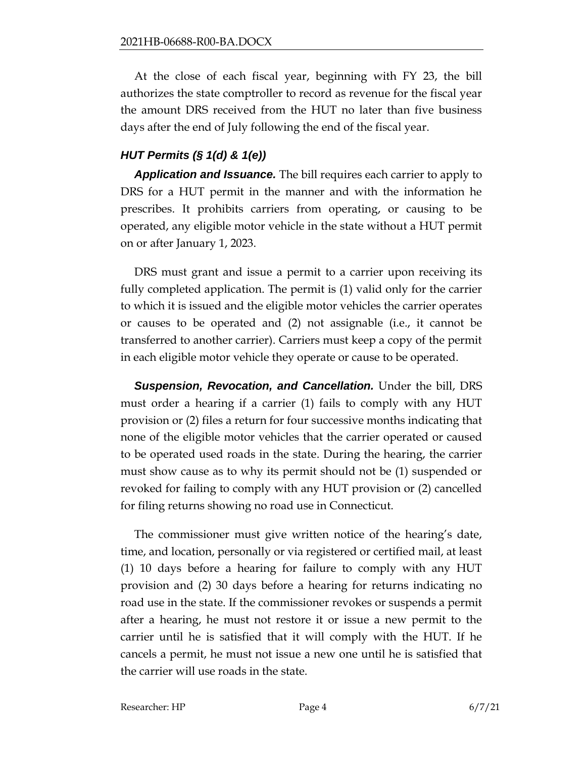At the close of each fiscal year, beginning with FY 23, the bill authorizes the state comptroller to record as revenue for the fiscal year the amount DRS received from the HUT no later than five business days after the end of July following the end of the fiscal year.

### *HUT Permits (§ 1(d) & 1(e))*

***Application and Issuance.*** The bill requires each carrier to apply to DRS for a HUT permit in the manner and with the information he prescribes. It prohibits carriers from operating, or causing to be operated, any eligible motor vehicle in the state without a HUT permit on or after January 1, 2023.

DRS must grant and issue a permit to a carrier upon receiving its fully completed application. The permit is (1) valid only for the carrier to which it is issued and the eligible motor vehicles the carrier operates or causes to be operated and (2) not assignable (i.e., it cannot be transferred to another carrier). Carriers must keep a copy of the permit in each eligible motor vehicle they operate or cause to be operated.

***Suspension, Revocation, and Cancellation.*** Under the bill, DRS must order a hearing if a carrier (1) fails to comply with any HUT provision or (2) files a return for four successive months indicating that none of the eligible motor vehicles that the carrier operated or caused to be operated used roads in the state. During the hearing, the carrier must show cause as to why its permit should not be (1) suspended or revoked for failing to comply with any HUT provision or (2) cancelled for filing returns showing no road use in Connecticut.

The commissioner must give written notice of the hearing's date, time, and location, personally or via registered or certified mail, at least (1) 10 days before a hearing for failure to comply with any HUT provision and (2) 30 days before a hearing for returns indicating no road use in the state. If the commissioner revokes or suspends a permit after a hearing, he must not restore it or issue a new permit to the carrier until he is satisfied that it will comply with the HUT. If he cancels a permit, he must not issue a new one until he is satisfied that the carrier will use roads in the state.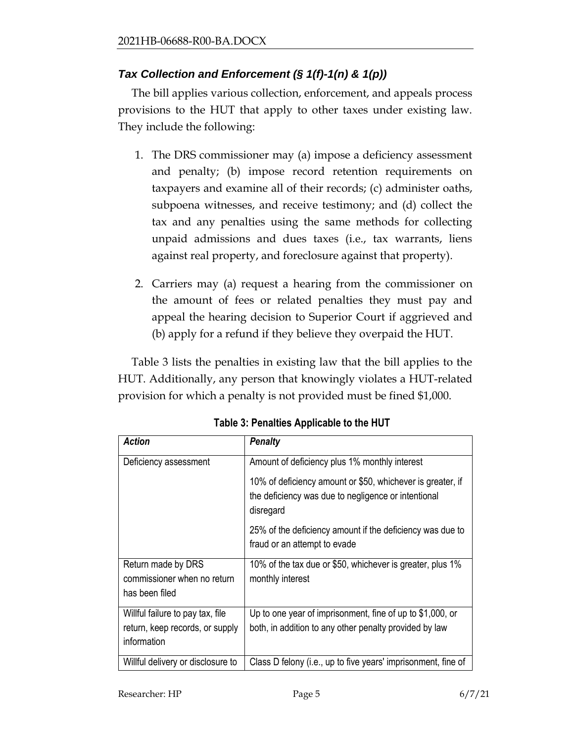### *Tax Collection and Enforcement (§ 1(f)-1(n) & 1(p))*

The bill applies various collection, enforcement, and appeals process provisions to the HUT that apply to other taxes under existing law. They include the following:

1. The DRS commissioner may (a) impose a deficiency assessment and penalty; (b) impose record retention requirements on taxpayers and examine all of their records; (c) administer oaths, subpoena witnesses, and receive testimony; and (d) collect the tax and any penalties using the same methods for collecting unpaid admissions and dues taxes (i.e., tax warrants, liens against real property, and foreclosure against that property).

2. Carriers may (a) request a hearing from the commissioner on the amount of fees or related penalties they must pay and appeal the hearing decision to Superior Court if aggrieved and (b) apply for a refund if they believe they overpaid the HUT.

Table 3 lists the penalties in existing law that the bill applies to the HUT. Additionally, any person that knowingly violates a HUT-related provision for which a penalty is not provided must be fined $1,000.

**Table 3: Penalties Applicable to the HUT**

| *Action* | *Penalty* |
|---|---|
| Deficiency assessment | Amount of deficiency plus 1% monthly interest<br><br>10% of deficiency amount or $50, whichever is greater, if the deficiency was due to negligence or intentional disregard<br><br>25% of the deficiency amount if the deficiency was due to fraud or an attempt to evade |
| Return made by DRS commissioner when no return has been filed | 10% of the tax due or $50, whichever is greater, plus 1% monthly interest |
| Willful failure to pay tax, file return, keep records, or supply information | Up to one year of imprisonment, fine of up to $1,000, or both, in addition to any other penalty provided by law |
| Willful delivery or disclosure to | Class D felony (i.e., up to five years' imprisonment, fine of |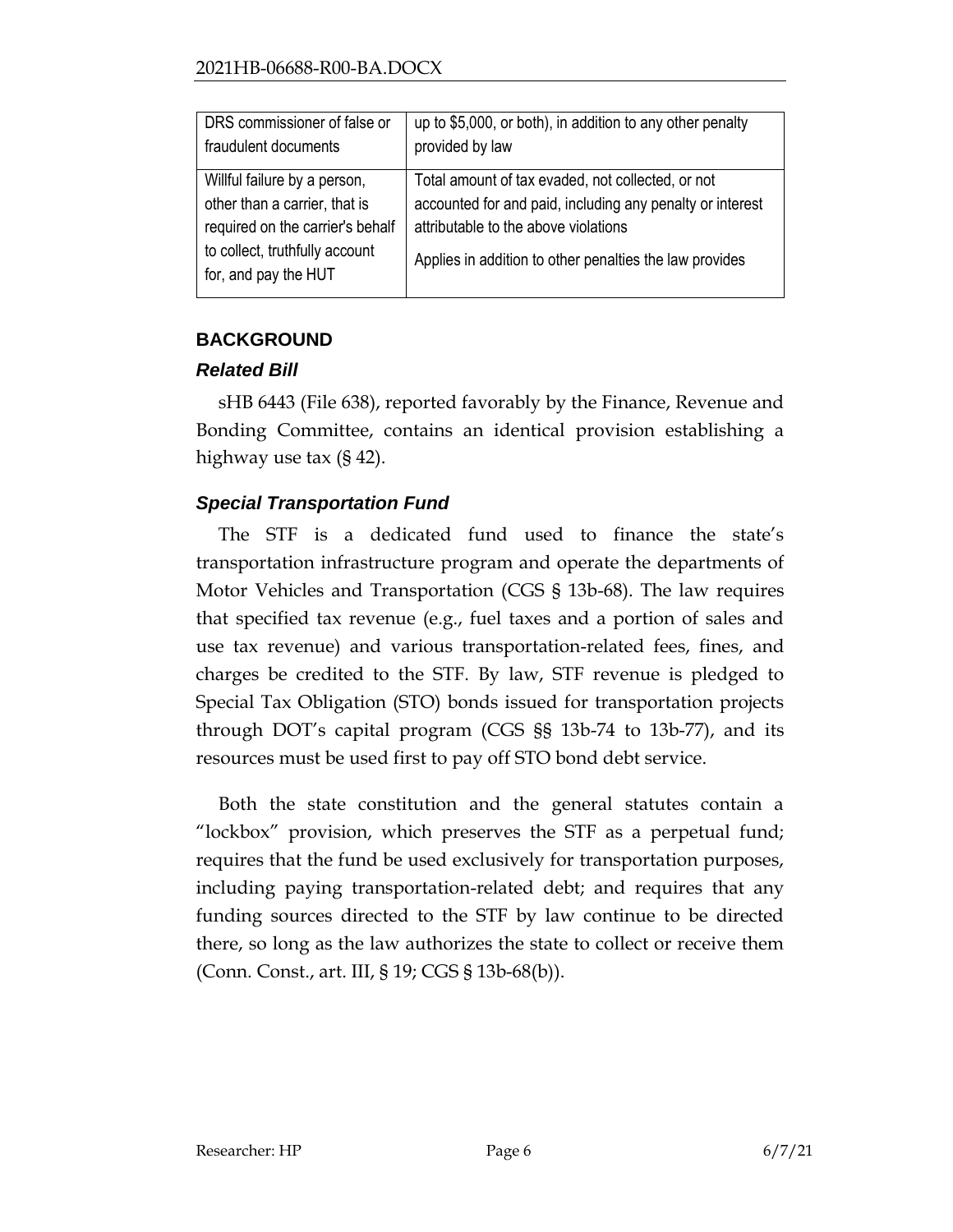| | |
|---|---|
| DRS commissioner of false or fraudulent documents | up to $5,000, or both), in addition to any other penalty provided by law |
| Willful failure by a person, other than a carrier, that is required on the carrier's behalf to collect, truthfully account for, and pay the HUT | Total amount of tax evaded, not collected, or not accounted for and paid, including any penalty or interest attributable to the above violations<br><br>Applies in addition to other penalties the law provides |

## BACKGROUND

### *Related Bill*

sHB 6443 (File 638), reported favorably by the Finance, Revenue and Bonding Committee, contains an identical provision establishing a highway use tax (§ 42).

### *Special Transportation Fund*

The STF is a dedicated fund used to finance the state's transportation infrastructure program and operate the departments of Motor Vehicles and Transportation (CGS § 13b-68). The law requires that specified tax revenue (e.g., fuel taxes and a portion of sales and use tax revenue) and various transportation-related fees, fines, and charges be credited to the STF. By law, STF revenue is pledged to Special Tax Obligation (STO) bonds issued for transportation projects through DOT's capital program (CGS §§ 13b-74 to 13b-77), and its resources must be used first to pay off STO bond debt service.

Both the state constitution and the general statutes contain a "lockbox" provision, which preserves the STF as a perpetual fund; requires that the fund be used exclusively for transportation purposes, including paying transportation-related debt; and requires that any funding sources directed to the STF by law continue to be directed there, so long as the law authorizes the state to collect or receive them (Conn. Const., art. III, § 19; CGS § 13b-68(b)).